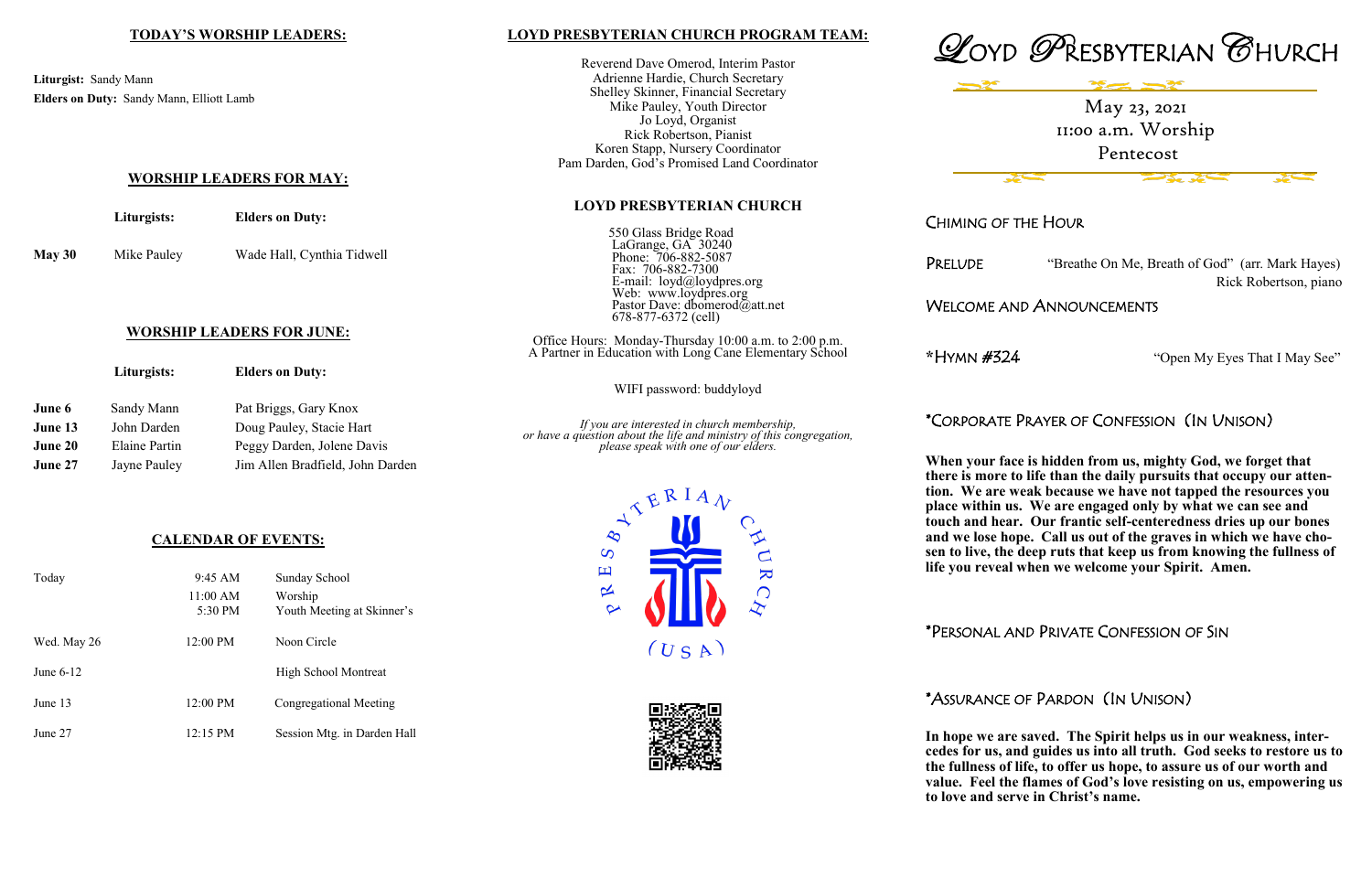## TODAY'S WORSHIP LEADERS:

**Liturgist:** Sandy Mann
**Elders on Duty:** Sandy Mann, Elliott Lamb

## WORSHIP LEADERS FOR MAY:

| | Liturgists: | Elders on Duty: |
|---|---|---|
| **May 30** | Mike Pauley | Wade Hall, Cynthia Tidwell |

## WORSHIP LEADERS FOR JUNE:

| | Liturgists: | Elders on Duty: |
|---|---|---|
| **June 6** | Sandy Mann | Pat Briggs, Gary Knox |
| **June 13** | John Darden | Doug Pauley, Stacie Hart |
| **June 20** | Elaine Partin | Peggy Darden, Jolene Davis |
| **June 27** | Jayne Pauley | Jim Allen Bradfield, John Darden |

## CALENDAR OF EVENTS:

| | | |
|---|---|---|
| Today | 9:45 AM | Sunday School |
| | 11:00 AM | Worship |
| | 5:30 PM | Youth Meeting at Skinner's |
| Wed. May 26 | 12:00 PM | Noon Circle |
| June 6-12 | | High School Montreat |
| June 13 | 12:00 PM | Congregational Meeting |
| June 27 | 12:15 PM | Session Mtg. in Darden Hall |

## LOYD PRESBYTERIAN CHURCH PROGRAM TEAM:

Reverend Dave Omerod, Interim Pastor
Adrienne Hardie, Church Secretary
Shelley Skinner, Financial Secretary
Mike Pauley, Youth Director
Jo Loyd, Organist
Rick Robertson, Pianist
Koren Stapp, Nursery Coordinator
Pam Darden, God's Promised Land Coordinator

## LOYD PRESBYTERIAN CHURCH

550 Glass Bridge Road
LaGrange, GA 30240
Phone: 706-882-5087
Fax: 706-882-7300
E-mail: loyd@loydpres.org
Web: www.loydpres.org
Pastor Dave: dbomerod@att.net
678-877-6372 (cell)

Office Hours: Monday-Thursday 10:00 a.m. to 2:00 p.m.
A Partner in Education with Long Cane Elementary School

WIFI password: buddyloyd

*If you are interested in church membership, or have a question about the life and ministry of this congregation, please speak with one of our elders.*

# LOYD PRESBYTERIAN CHURCH

May 23, 2021
11:00 a.m. Worship
Pentecost

### CHIMING OF THE HOUR

### PRELUDE
"Breathe On Me, Breath of God" (arr. Mark Hayes)
Rick Robertson, piano

### WELCOME AND ANNOUNCEMENTS

### *HYMN #324
"Open My Eyes That I May See"

### *CORPORATE PRAYER OF CONFESSION (IN UNISON)

**When your face is hidden from us, mighty God, we forget that there is more to life than the daily pursuits that occupy our attention. We are weak because we have not tapped the resources you place within us. We are engaged only by what we can see and touch and hear. Our frantic self-centeredness dries up our bones and we lose hope. Call us out of the graves in which we have chosen to live, the deep ruts that keep us from knowing the fullness of life you reveal when we welcome your Spirit. Amen.**

### *PERSONAL AND PRIVATE CONFESSION OF SIN

### *ASSURANCE OF PARDON (IN UNISON)

**In hope we are saved. The Spirit helps us in our weakness, intercedes for us, and guides us into all truth. God seeks to restore us to the fullness of life, to offer us hope, to assure us of our worth and value. Feel the flames of God's love resisting on us, empowering us to love and serve in Christ's name.**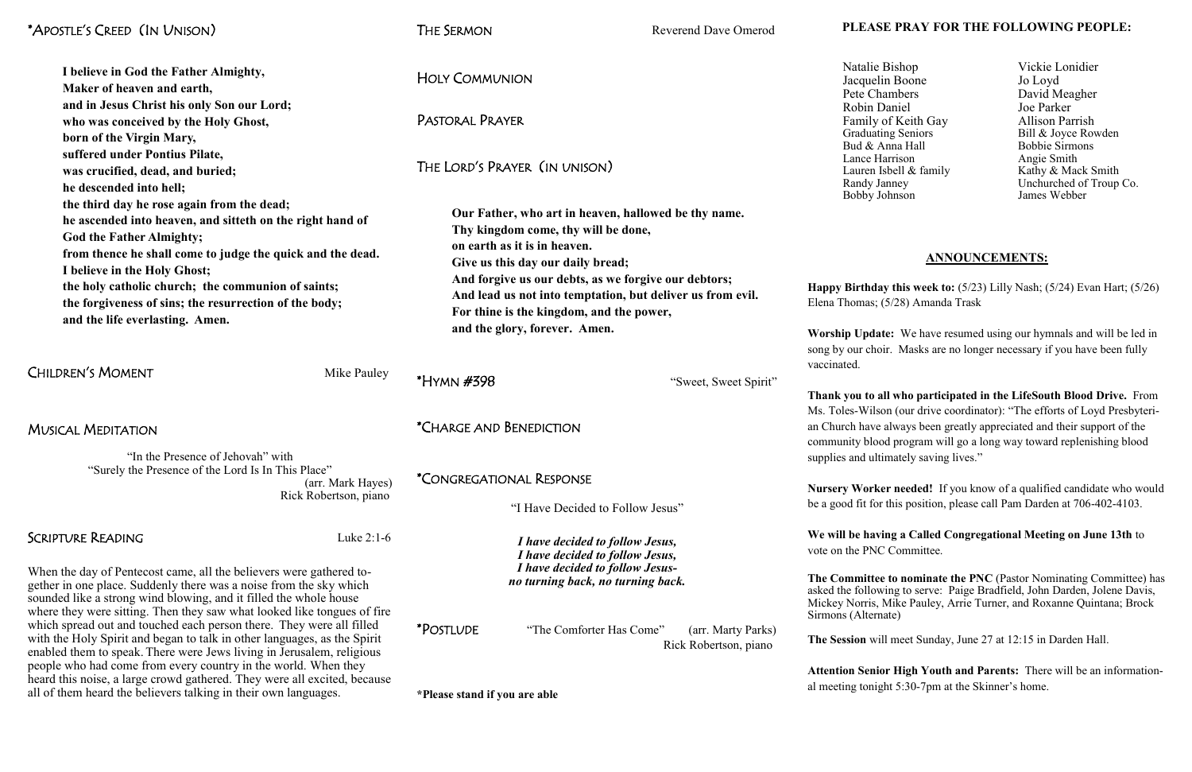## *Apostle's Creed (In Unison)

**I believe in God the Father Almighty,**
**Maker of heaven and earth,**
**and in Jesus Christ his only Son our Lord;**
**who was conceived by the Holy Ghost,**
**born of the Virgin Mary,**
**suffered under Pontius Pilate,**
**was crucified, dead, and buried;**
**he descended into hell;**
**the third day he rose again from the dead;**
**he ascended into heaven, and sitteth on the right hand of God the Father Almighty;**
**from thence he shall come to judge the quick and the dead.**
**I believe in the Holy Ghost;**
**the holy catholic church; the communion of saints;**
**the forgiveness of sins; the resurrection of the body;**
**and the life everlasting. Amen.**

## Children's Moment — Mike Pauley

## Musical Meditation

"In the Presence of Jehovah" with
"Surely the Presence of the Lord Is In This Place"
(arr. Mark Hayes)
Rick Robertson, piano

## Scripture Reading — Luke 2:1-6

When the day of Pentecost came, all the believers were gathered together in one place. Suddenly there was a noise from the sky which sounded like a strong wind blowing, and it filled the whole house where they were sitting. Then they saw what looked like tongues of fire which spread out and touched each person there. They were all filled with the Holy Spirit and began to talk in other languages, as the Spirit enabled them to speak. There were Jews living in Jerusalem, religious people who had come from every country in the world. When they heard this noise, a large crowd gathered. They were all excited, because all of them heard the believers talking in their own languages.

## The Sermon — Reverend Dave Omerod

## Holy Communion

## Pastoral Prayer

## The Lord's Prayer (In Unison)

**Our Father, who art in heaven, hallowed be thy name.**
**Thy kingdom come, thy will be done,**
**on earth as it is in heaven.**
**Give us this day our daily bread;**
**And forgive us our debts, as we forgive our debtors;**
**And lead us not into temptation, but deliver us from evil.**
**For thine is the kingdom, and the power,**
**and the glory, forever. Amen.**

## *Hymn #398 — "Sweet, Sweet Spirit"

## *Charge and Benediction

## *Congregational Response

"I Have Decided to Follow Jesus"

***I have decided to follow Jesus,***
***I have decided to follow Jesus,***
***I have decided to follow Jesus-***
***no turning back, no turning back.***

## *Postlude — "The Comforter Has Come" (arr. Marty Parks)

Rick Robertson, piano

**\*Please stand if you are able**

## PLEASE PRAY FOR THE FOLLOWING PEOPLE:

Natalie Bishop
Jacquelin Boone
Pete Chambers
Robin Daniel
Family of Keith Gay
Graduating Seniors
Bud & Anna Hall
Lance Harrison
Lauren Isbell & family
Randy Janney
Bobby Johnson
Vickie Lonidier
Jo Loyd
David Meagher
Joe Parker
Allison Parrish
Bill & Joyce Rowden
Bobbie Sirmons
Angie Smith
Kathy & Mack Smith
Unchurched of Troup Co.
James Webber

## ANNOUNCEMENTS:

**Happy Birthday this week to:** (5/23) Lilly Nash; (5/24) Evan Hart; (5/26) Elena Thomas; (5/28) Amanda Trask

**Worship Update:** We have resumed using our hymnals and will be led in song by our choir. Masks are no longer necessary if you have been fully vaccinated.

**Thank you to all who participated in the LifeSouth Blood Drive.** From Ms. Toles-Wilson (our drive coordinator): "The efforts of Loyd Presbyterian Church have always been greatly appreciated and their support of the community blood program will go a long way toward replenishing blood supplies and ultimately saving lives."

**Nursery Worker needed!** If you know of a qualified candidate who would be a good fit for this position, please call Pam Darden at 706-402-4103.

**We will be having a Called Congregational Meeting on June 13th** to vote on the PNC Committee.

**The Committee to nominate the PNC** (Pastor Nominating Committee) has asked the following to serve: Paige Bradfield, John Darden, Jolene Davis, Mickey Norris, Mike Pauley, Arrie Turner, and Roxanne Quintana; Brock Sirmons (Alternate)

**The Session** will meet Sunday, June 27 at 12:15 in Darden Hall.

**Attention Senior High Youth and Parents:** There will be an informational meeting tonight 5:30-7pm at the Skinner's home.